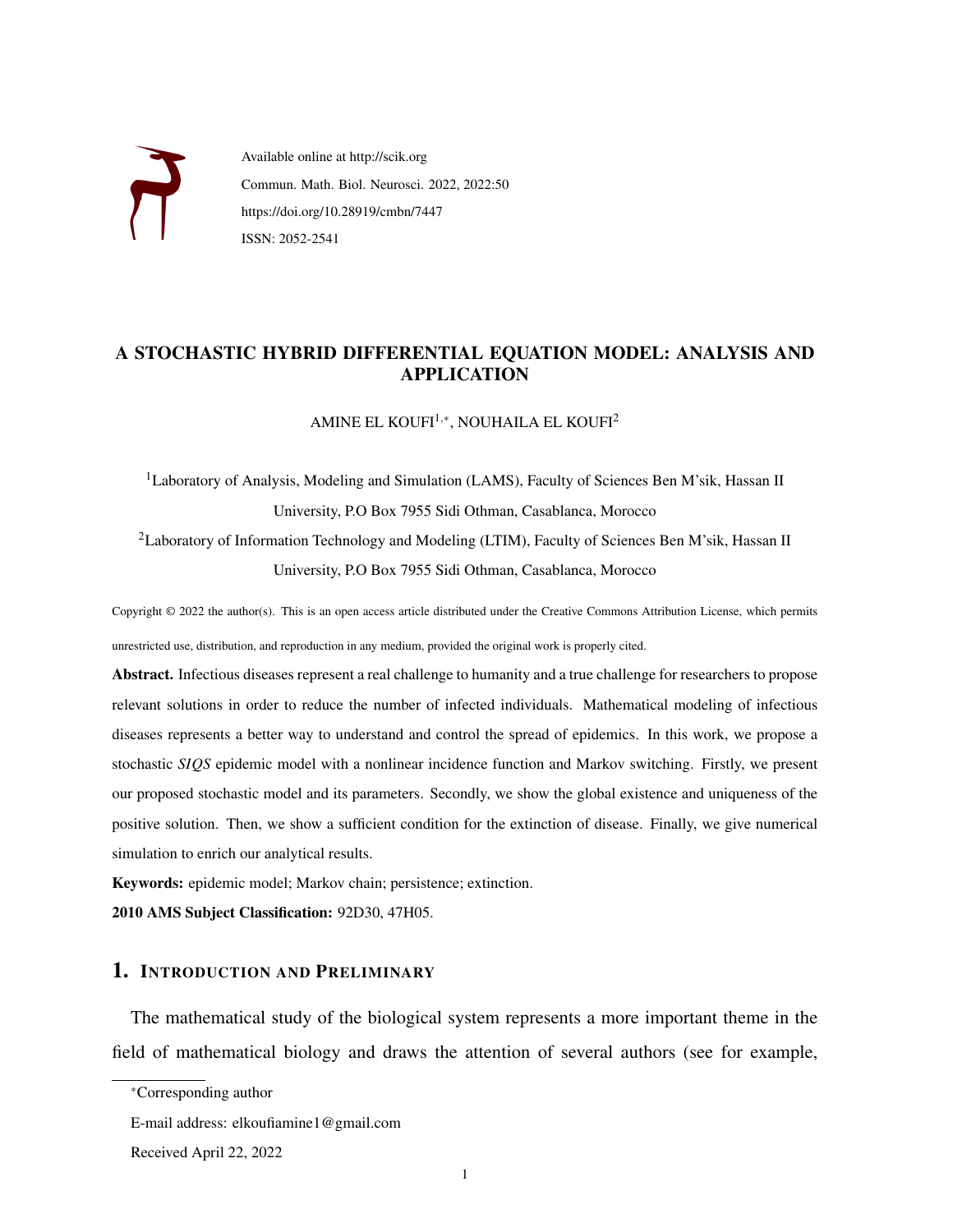Available online at http://scik.org

Commun. Math. Biol. Neurosci. 2022, 2022:50

https://doi.org/10.28919/cmbn/7447

ISSN: 2052-2541

# A STOCHASTIC HYBRID DIFFERENTIAL EQUATION MODEL: ANALYSIS AND APPLICATION

AMINE EL KOUFI[1,*], NOUHAILA EL KOUFI[2]

[1]Laboratory of Analysis, Modeling and Simulation (LAMS), Faculty of Sciences Ben M'sik, Hassan II University, P.O Box 7955 Sidi Othman, Casablanca, Morocco

[2]Laboratory of Information Technology and Modeling (LTIM), Faculty of Sciences Ben M'sik, Hassan II University, P.O Box 7955 Sidi Othman, Casablanca, Morocco

Copyright © 2022 the author(s). This is an open access article distributed under the Creative Commons Attribution License, which permits unrestricted use, distribution, and reproduction in any medium, provided the original work is properly cited.

**Abstract.** Infectious diseases represent a real challenge to humanity and a true challenge for researchers to propose relevant solutions in order to reduce the number of infected individuals. Mathematical modeling of infectious diseases represents a better way to understand and control the spread of epidemics. In this work, we propose a stochastic *SIQS* epidemic model with a nonlinear incidence function and Markov switching. Firstly, we present our proposed stochastic model and its parameters. Secondly, we show the global existence and uniqueness of the positive solution. Then, we show a sufficient condition for the extinction of disease. Finally, we give numerical simulation to enrich our analytical results.

**Keywords:** epidemic model; Markov chain; persistence; extinction.

**2010 AMS Subject Classification:** 92D30, 47H05.

## 1. Introduction and Preliminary

The mathematical study of the biological system represents a more important theme in the field of mathematical biology and draws the attention of several authors (see for example,

*Corresponding author

E-mail address: elkoufiamine1@gmail.com

Received April 22, 2022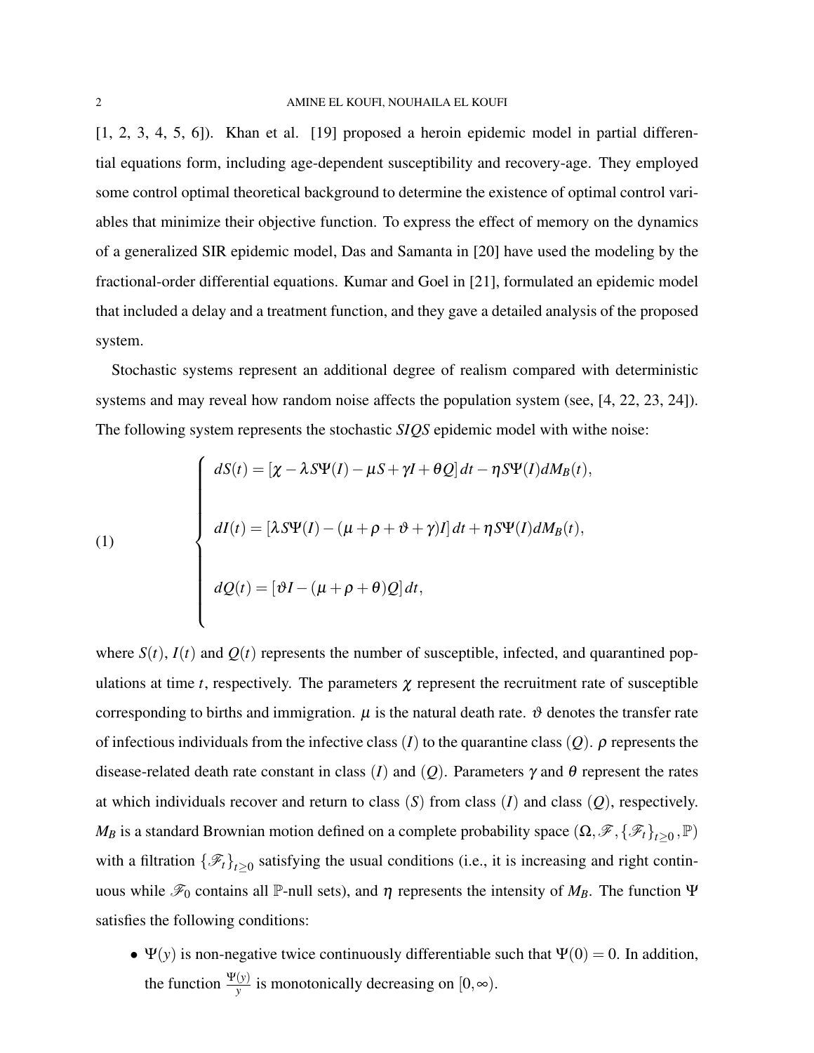[1, 2, 3, 4, 5, 6]). Khan et al. [19] proposed a heroin epidemic model in partial differential equations form, including age-dependent susceptibility and recovery-age. They employed some control optimal theoretical background to determine the existence of optimal control variables that minimize their objective function. To express the effect of memory on the dynamics of a generalized SIR epidemic model, Das and Samanta in [20] have used the modeling by the fractional-order differential equations. Kumar and Goel in [21], formulated an epidemic model that included a delay and a treatment function, and they gave a detailed analysis of the proposed system.

Stochastic systems represent an additional degree of realism compared with deterministic systems and may reveal how random noise affects the population system (see, [4, 22, 23, 24]). The following system represents the stochastic *SIQS* epidemic model with withe noise:

$$
\begin{cases}
dS(t) = [\chi - \lambda S\Psi(I) - \mu S + \gamma I + \theta Q]\,dt - \eta S\Psi(I)dM_B(t), \\[2ex]
dI(t) = [\lambda S\Psi(I) - (\mu + \rho + \vartheta + \gamma)I]\,dt + \eta S\Psi(I)dM_B(t), \\[2ex]
dQ(t) = [\vartheta I - (\mu + \rho + \theta)Q]\,dt,
\end{cases}
\tag{1}
$$

where $S(t)$, $I(t)$ and $Q(t)$ represents the number of susceptible, infected, and quarantined populations at time $t$, respectively. The parameters $\chi$ represent the recruitment rate of susceptible corresponding to births and immigration. $\mu$ is the natural death rate. $\vartheta$ denotes the transfer rate of infectious individuals from the infective class $(I)$ to the quarantine class $(Q)$. $\rho$ represents the disease-related death rate constant in class $(I)$ and $(Q)$. Parameters $\gamma$ and $\theta$ represent the rates at which individuals recover and return to class $(S)$ from class $(I)$ and class $(Q)$, respectively. $M_B$ is a standard Brownian motion defined on a complete probability space $(\Omega, \mathscr{F}, \{\mathscr{F}_t\}_{t\geq 0}, \mathbb{P})$ with a filtration $\{\mathscr{F}_t\}_{t\geq 0}$ satisfying the usual conditions (i.e., it is increasing and right continuous while $\mathscr{F}_0$ contains all $\mathbb{P}$-null sets), and $\eta$ represents the intensity of $M_B$. The function $\Psi$ satisfies the following conditions:

- $\Psi(y)$ is non-negative twice continuously differentiable such that $\Psi(0) = 0$. In addition, the function $\frac{\Psi(y)}{y}$ is monotonically decreasing on $[0, \infty)$.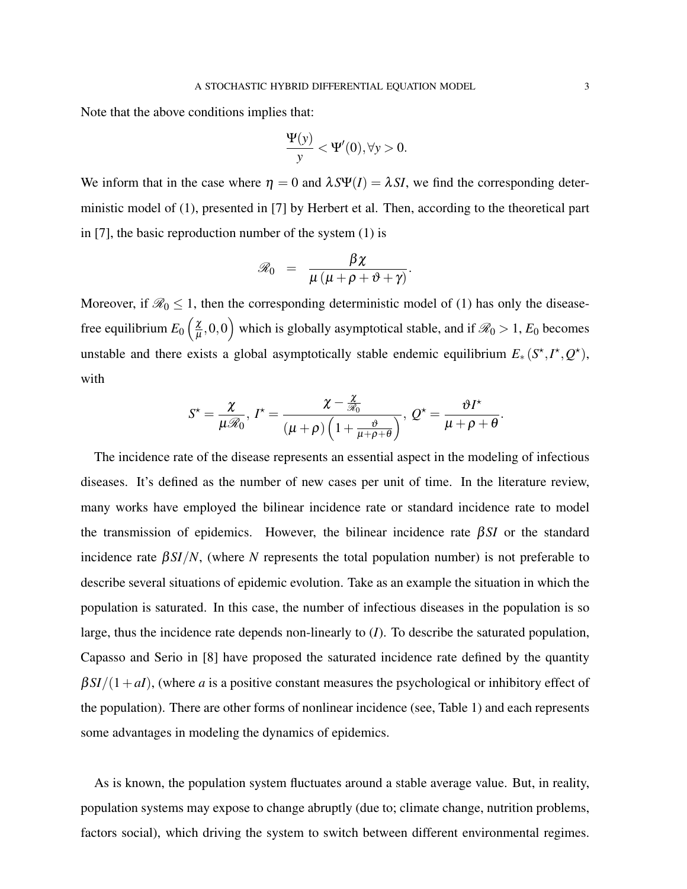Note that the above conditions implies that:

$$\frac{\Psi(y)}{y} < \Psi'(0), \forall y > 0.$$

We inform that in the case where $\eta = 0$ and $\lambda S\Psi(I) = \lambda SI$, we find the corresponding deterministic model of (1), presented in [7] by Herbert et al. Then, according to the theoretical part in [7], the basic reproduction number of the system (1) is

$$\mathscr{R}_0 \;\; = \;\; \frac{\beta\chi}{\mu\left(\mu+\rho+\vartheta+\gamma\right)}.$$

Moreover, if $\mathscr{R}_0 \leq 1$, then the corresponding deterministic model of (1) has only the disease-free equilibrium $E_0\left(\frac{\chi}{\mu},0,0\right)$ which is globally asymptotical stable, and if $\mathscr{R}_0 > 1$, $E_0$ becomes unstable and there exists a global asymptotically stable endemic equilibrium $E_*\left(S^\star, I^\star, Q^\star\right)$, with

$$S^\star = \frac{\chi}{\mu\mathscr{R}_0},\; I^\star = \frac{\chi - \frac{\chi}{\mathscr{R}_0}}{(\mu+\rho)\left(1+\frac{\vartheta}{\mu+\rho+\theta}\right)},\; Q^\star = \frac{\vartheta I^\star}{\mu+\rho+\theta}.$$

The incidence rate of the disease represents an essential aspect in the modeling of infectious diseases. It's defined as the number of new cases per unit of time. In the literature review, many works have employed the bilinear incidence rate or standard incidence rate to model the transmission of epidemics. However, the bilinear incidence rate $\beta SI$ or the standard incidence rate $\beta SI/N$, (where $N$ represents the total population number) is not preferable to describe several situations of epidemic evolution. Take as an example the situation in which the population is saturated. In this case, the number of infectious diseases in the population is so large, thus the incidence rate depends non-linearly to ($I$). To describe the saturated population, Capasso and Serio in [8] have proposed the saturated incidence rate defined by the quantity $\beta SI/(1+aI)$, (where $a$ is a positive constant measures the psychological or inhibitory effect of the population). There are other forms of nonlinear incidence (see, Table 1) and each represents some advantages in modeling the dynamics of epidemics.

As is known, the population system fluctuates around a stable average value. But, in reality, population systems may expose to change abruptly (due to; climate change, nutrition problems, factors social), which driving the system to switch between different environmental regimes.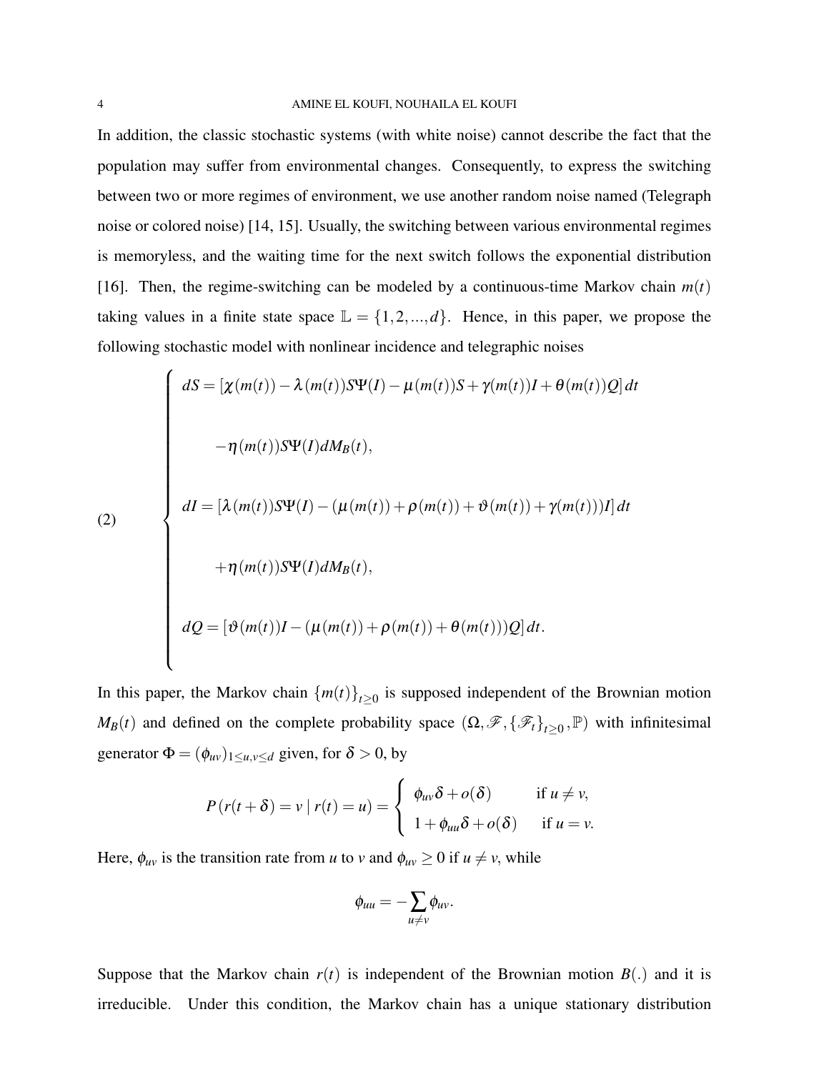In addition, the classic stochastic systems (with white noise) cannot describe the fact that the population may suffer from environmental changes. Consequently, to express the switching between two or more regimes of environment, we use another random noise named (Telegraph noise or colored noise) [14, 15]. Usually, the switching between various environmental regimes is memoryless, and the waiting time for the next switch follows the exponential distribution [16]. Then, the regime-switching can be modeled by a continuous-time Markov chain $m(t)$ taking values in a finite state space $\mathbb{L} = \{1, 2, ..., d\}$. Hence, in this paper, we propose the following stochastic model with nonlinear incidence and telegraphic noises

$$
(2) \qquad \begin{cases}
dS = [\chi(m(t)) - \lambda(m(t))S\Psi(I) - \mu(m(t))S + \gamma(m(t))I + \theta(m(t))Q]\,dt \\[2ex]
\qquad -\eta(m(t))S\Psi(I)dM_B(t), \\[2ex]
dI = [\lambda(m(t))S\Psi(I) - (\mu(m(t)) + \rho(m(t)) + \vartheta(m(t)) + \gamma(m(t)))I]\,dt \\[2ex]
\qquad +\eta(m(t))S\Psi(I)dM_B(t), \\[2ex]
dQ = [\vartheta(m(t))I - (\mu(m(t)) + \rho(m(t)) + \theta(m(t)))Q]\,dt.
\end{cases}
$$

In this paper, the Markov chain $\{m(t)\}_{t\geq 0}$ is supposed independent of the Brownian motion $M_B(t)$ and defined on the complete probability space $(\Omega, \mathscr{F}, \{\mathscr{F}_t\}_{t\geq 0}, \mathbb{P})$ with infinitesimal generator $\Phi = (\phi_{uv})_{1\leq u,v\leq d}$ given, for $\delta > 0$, by

$$
P(r(t+\delta) = v \mid r(t) = u) = \begin{cases} \phi_{uv}\delta + o(\delta) & \text{if } u \neq v, \\ 1 + \phi_{uu}\delta + o(\delta) & \text{if } u = v. \end{cases}
$$

Here, $\phi_{uv}$ is the transition rate from $u$ to $v$ and $\phi_{uv} \geq 0$ if $u \neq v$, while

$$
\phi_{uu} = -\sum_{u\neq v} \phi_{uv}.
$$

Suppose that the Markov chain $r(t)$ is independent of the Brownian motion $B(.)$ and it is irreducible. Under this condition, the Markov chain has a unique stationary distribution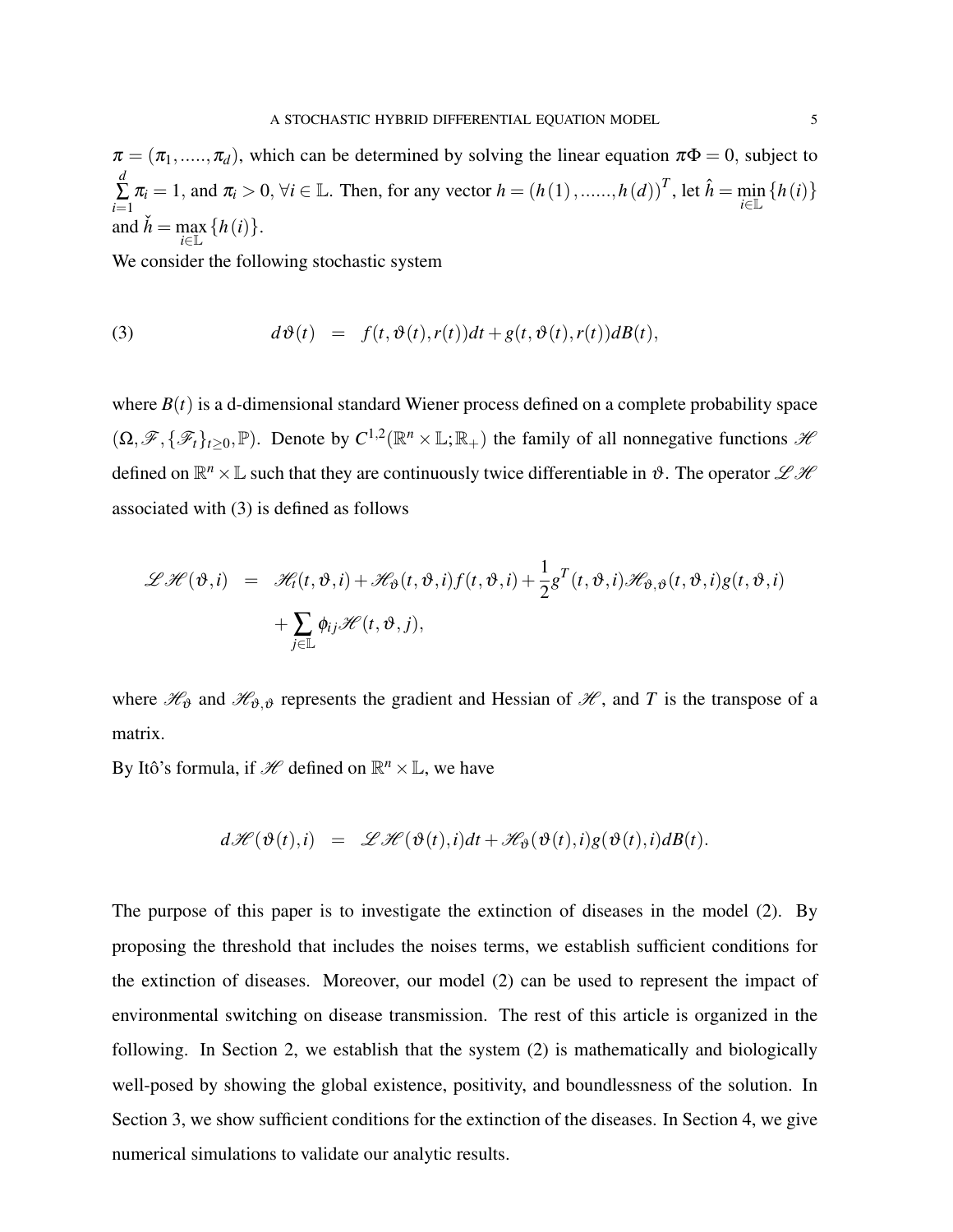$\pi = (\pi_1, ....., \pi_d)$, which can be determined by solving the linear equation $\pi\Phi = 0$, subject to $\sum_{i=1}^{d} \pi_i = 1$, and $\pi_i > 0$, $\forall i \in \mathbb{L}$. Then, for any vector $h = (h(1), ......, h(d))^T$, let $\hat{h} = \min_{i \in \mathbb{L}} \{h(i)\}$ and $\check{h} = \max_{i \in \mathbb{L}} \{h(i)\}$.

We consider the following stochastic system

$$
d\vartheta(t) \quad = \quad f(t, \vartheta(t), r(t))dt + g(t, \vartheta(t), r(t))dB(t), \tag{3}
$$

where $B(t)$ is a d-dimensional standard Wiener process defined on a complete probability space $(\Omega, \mathscr{F}, \{\mathscr{F}_t\}_{t \geq 0}, \mathbb{P})$. Denote by $C^{1,2}(\mathbb{R}^n \times \mathbb{L}; \mathbb{R}_+)$ the family of all nonnegative functions $\mathscr{H}$ defined on $\mathbb{R}^n \times \mathbb{L}$ such that they are continuously twice differentiable in $\vartheta$. The operator $\mathscr{L}\mathscr{H}$ associated with (3) is defined as follows

$$
\begin{aligned}
\mathscr{L}\mathscr{H}(\vartheta, i) \quad = \quad & \mathscr{H}_t(t, \vartheta, i) + \mathscr{H}_\vartheta(t, \vartheta, i) f(t, \vartheta, i) + \frac{1}{2} g^T(t, \vartheta, i) \mathscr{H}_{\vartheta,\vartheta}(t, \vartheta, i) g(t, \vartheta, i) \\
& + \sum_{j \in \mathbb{L}} \phi_{ij} \mathscr{H}(t, \vartheta, j),
\end{aligned}
$$

where $\mathscr{H}_\vartheta$ and $\mathscr{H}_{\vartheta,\vartheta}$ represents the gradient and Hessian of $\mathscr{H}$, and $T$ is the transpose of a matrix.

By Itô's formula, if $\mathscr{H}$ defined on $\mathbb{R}^n \times \mathbb{L}$, we have

$$
d\mathscr{H}(\vartheta(t), i) \quad = \quad \mathscr{L}\mathscr{H}(\vartheta(t), i)dt + \mathscr{H}_\vartheta(\vartheta(t), i) g(\vartheta(t), i) dB(t).
$$

The purpose of this paper is to investigate the extinction of diseases in the model (2). By proposing the threshold that includes the noises terms, we establish sufficient conditions for the extinction of diseases. Moreover, our model (2) can be used to represent the impact of environmental switching on disease transmission. The rest of this article is organized in the following. In Section 2, we establish that the system (2) is mathematically and biologically well-posed by showing the global existence, positivity, and boundlessness of the solution. In Section 3, we show sufficient conditions for the extinction of the diseases. In Section 4, we give numerical simulations to validate our analytic results.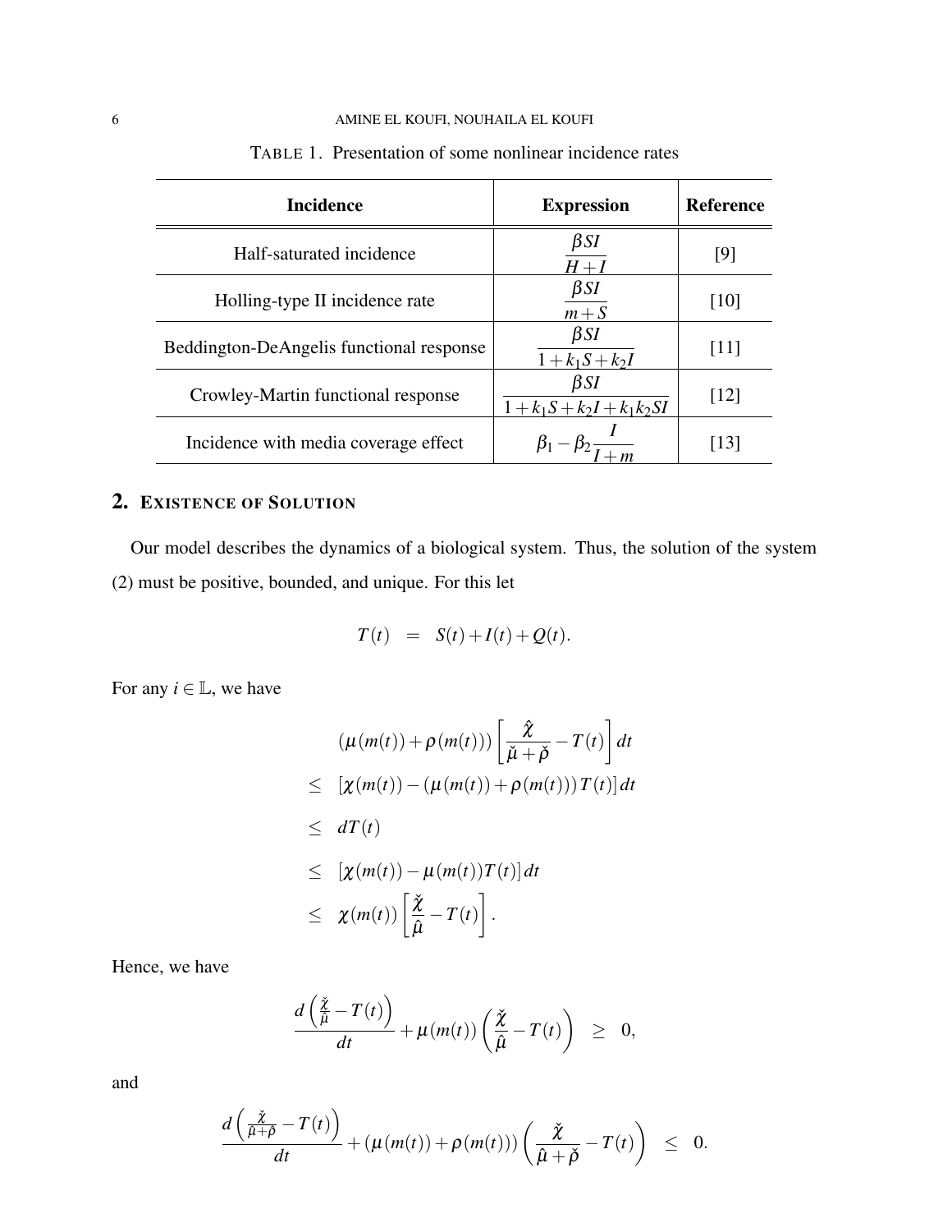TABLE 1. Presentation of some nonlinear incidence rates

| Incidence | Expression | Reference |
| --- | --- | --- |
| Half-saturated incidence | $\dfrac{\beta SI}{H+I}$ | [9] |
| Holling-type II incidence rate | $\dfrac{\beta SI}{m+S}$ | [10] |
| Beddington-DeAngelis functional response | $\dfrac{\beta SI}{1+k_1S+k_2I}$ | [11] |
| Crowley-Martin functional response | $\dfrac{\beta SI}{1+k_1S+k_2I+k_1k_2SI}$ | [12] |
| Incidence with media coverage effect | $\beta_1-\beta_2\dfrac{I}{I+m}$ | [13] |

## 2. Existence of Solution

Our model describes the dynamics of a biological system. Thus, the solution of the system (2) must be positive, bounded, and unique. For this let

$$T(t) \quad = \quad S(t)+I(t)+Q(t).$$

For any $i \in \mathbb{L}$, we have

$$\begin{aligned}
&(\mu(m(t))+\rho(m(t)))\left[\frac{\hat{\chi}}{\check{\mu}+\check{\rho}}-T(t)\right]dt \\
\leq\ & [\chi(m(t))-(\mu(m(t))+\rho(m(t)))T(t)]\,dt \\
\leq\ & dT(t) \\
\leq\ & [\chi(m(t))-\mu(m(t))T(t)]\,dt \\
\leq\ & \chi(m(t))\left[\frac{\check{\chi}}{\hat{\mu}}-T(t)\right].
\end{aligned}$$

Hence, we have

$$\frac{d\left(\frac{\check{\chi}}{\hat{\mu}}-T(t)\right)}{dt}+\mu(m(t))\left(\frac{\check{\chi}}{\hat{\mu}}-T(t)\right) \quad \geq \quad 0,$$

and

$$\frac{d\left(\frac{\check{\chi}}{\hat{\mu}+\check{\rho}}-T(t)\right)}{dt}+(\mu(m(t))+\rho(m(t)))\left(\frac{\check{\chi}}{\hat{\mu}+\check{\rho}}-T(t)\right) \quad \leq \quad 0.$$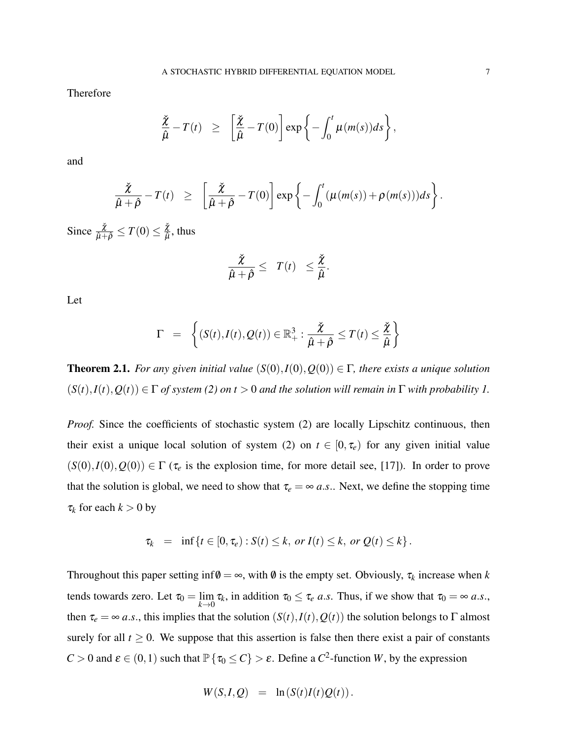Therefore

$$\frac{\check{\chi}}{\hat{\mu}} - T(t) \quad \geq \quad \left[\frac{\check{\chi}}{\hat{\mu}} - T(0)\right] \exp\left\{-\int_0^t \mu(m(s))ds\right\},$$

and

$$\frac{\check{\chi}}{\hat{\mu}+\hat{\rho}} - T(t) \quad \geq \quad \left[\frac{\check{\chi}}{\hat{\mu}+\hat{\rho}} - T(0)\right] \exp\left\{-\int_0^t (\mu(m(s))+\rho(m(s)))ds\right\}.$$

Since $\frac{\check{\chi}}{\hat{\mu}+\hat{\rho}} \leq T(0) \leq \frac{\check{\chi}}{\hat{\mu}}$, thus

$$\frac{\check{\chi}}{\hat{\mu}+\hat{\rho}} \leq \quad T(t) \quad \leq \frac{\check{\chi}}{\hat{\mu}}.$$

Let

$$\Gamma \quad = \quad \left\{(S(t),I(t),Q(t)) \in \mathbb{R}_+^3 : \frac{\check{\chi}}{\hat{\mu}+\hat{\rho}} \leq T(t) \leq \frac{\check{\chi}}{\hat{\mu}}\right\}$$

**Theorem 2.1.** *For any given initial value $(S(0),I(0),Q(0)) \in \Gamma$, there exists a unique solution $(S(t),I(t),Q(t)) \in \Gamma$ of system (2) on $t > 0$ and the solution will remain in $\Gamma$ with probability 1.*

*Proof.* Since the coefficients of stochastic system (2) are locally Lipschitz continuous, then their exist a unique local solution of system (2) on $t \in [0,\tau_e)$ for any given initial value $(S(0),I(0),Q(0)) \in \Gamma$ ($\tau_e$ is the explosion time, for more detail see, [17]). In order to prove that the solution is global, we need to show that $\tau_e = \infty$ *a.s.*. Next, we define the stopping time $\tau_k$ for each $k > 0$ by

$$\tau_k \quad = \quad \inf\{t \in [0,\tau_e) : S(t) \leq k, \ or \ I(t) \leq k, \ or \ Q(t) \leq k\}.$$

Throughout this paper setting $\inf \emptyset = \infty$, with $\emptyset$ is the empty set. Obviously, $\tau_k$ increase when $k$ tends towards zero. Let $\tau_0 = \lim_{k \to 0} \tau_k$, in addition $\tau_0 \leq \tau_e$ *a.s.* Thus, if we show that $\tau_0 = \infty$ *a.s.*, then $\tau_e = \infty$ *a.s.*, this implies that the solution $(S(t),I(t),Q(t))$ the solution belongs to $\Gamma$ almost surely for all $t \geq 0$. We suppose that this assertion is false then there exist a pair of constants $C > 0$ and $\varepsilon \in (0,1)$ such that $\mathbb{P}\{\tau_0 \leq C\} > \varepsilon$. Define a $C^2$-function $W$, by the expression

$$W(S,I,Q) \quad = \quad \ln(S(t)I(t)Q(t)).$$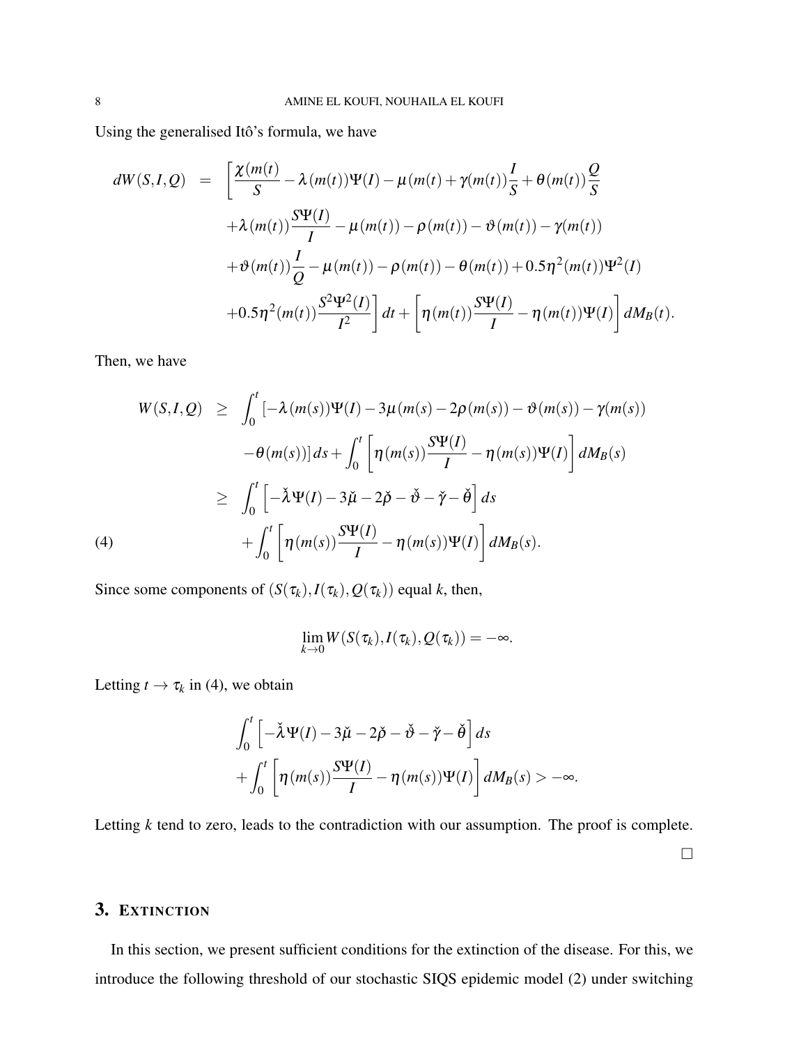Using the generalised Itô's formula, we have

$$
\begin{aligned}
dW(S,I,Q) \;=\; & \Bigg[\frac{\chi(m(t)}{S} - \lambda(m(t))\Psi(I) - \mu(m(t) + \gamma(m(t))\frac{I}{S} + \theta(m(t))\frac{Q}{S} \\
& + \lambda(m(t))\frac{S\Psi(I)}{I} - \mu(m(t)) - \rho(m(t)) - \vartheta(m(t)) - \gamma(m(t)) \\
& + \vartheta(m(t))\frac{I}{Q} - \mu(m(t)) - \rho(m(t)) - \theta(m(t)) + 0.5\eta^2(m(t))\Psi^2(I) \\
& + 0.5\eta^2(m(t))\frac{S^2\Psi^2(I)}{I^2}\Bigg]dt + \left[\eta(m(t))\frac{S\Psi(I)}{I} - \eta(m(t))\Psi(I)\right]dM_B(t).
\end{aligned}
$$

Then, we have

$$
\begin{aligned}
W(S,I,Q) \;\geq\; & \int_0^t [-\lambda(m(s))\Psi(I) - 3\mu(m(s) - 2\rho(m(s)) - \vartheta(m(s)) - \gamma(m(s)) \\
& -\theta(m(s))]\,ds + \int_0^t \left[\eta(m(s))\frac{S\Psi(I)}{I} - \eta(m(s))\Psi(I)\right]dM_B(s) \\
\geq\; & \int_0^t \left[-\check{\lambda}\Psi(I) - 3\check{\mu} - 2\check{\rho} - \check{\vartheta} - \check{\gamma} - \check{\theta}\right]ds \\
& + \int_0^t \left[\eta(m(s))\frac{S\Psi(I)}{I} - \eta(m(s))\Psi(I)\right]dM_B(s).
\end{aligned} \tag{4}
$$

Since some components of $(S(\tau_k), I(\tau_k), Q(\tau_k))$ equal $k$, then,

$$
\lim_{k\to 0} W(S(\tau_k), I(\tau_k), Q(\tau_k)) = -\infty.
$$

Letting $t \to \tau_k$ in (4), we obtain

$$
\begin{aligned}
& \int_0^t \left[-\check{\lambda}\Psi(I) - 3\check{\mu} - 2\check{\rho} - \check{\vartheta} - \check{\gamma} - \check{\theta}\right]ds \\
& + \int_0^t \left[\eta(m(s))\frac{S\Psi(I)}{I} - \eta(m(s))\Psi(I)\right]dM_B(s) > -\infty.
\end{aligned}
$$

Letting $k$ tend to zero, leads to the contradiction with our assumption. The proof is complete. □

## 3. Extinction

In this section, we present sufficient conditions for the extinction of the disease. For this, we introduce the following threshold of our stochastic SIQS epidemic model (2) under switching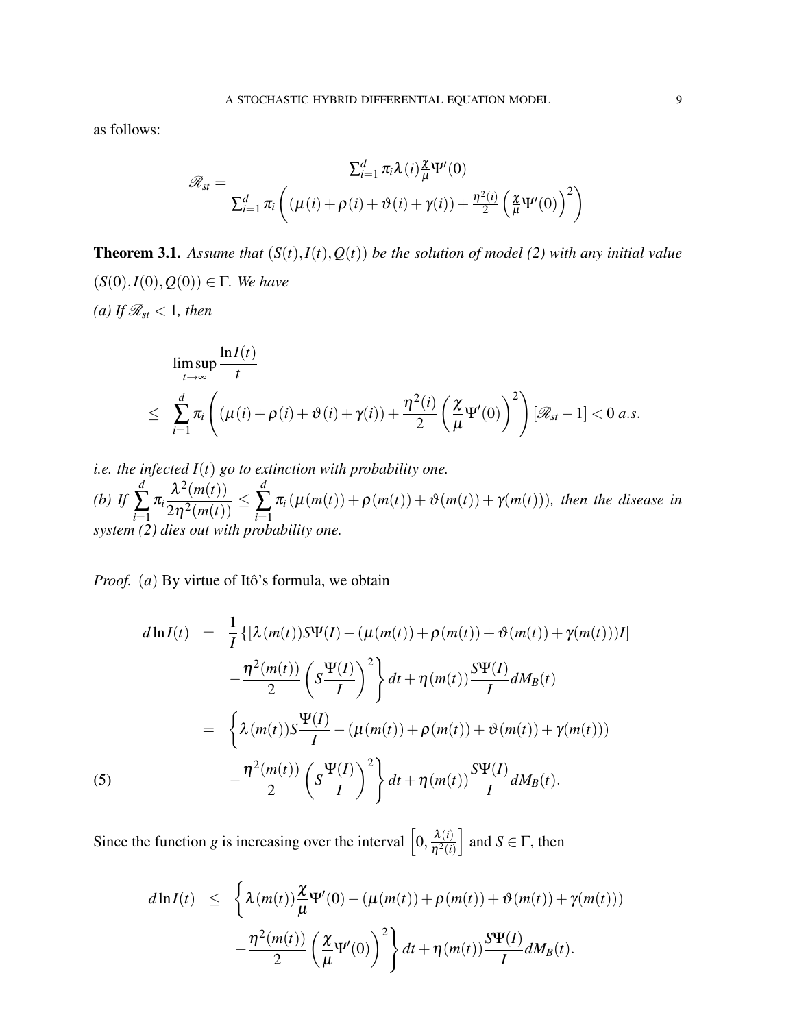as follows:

$$
\mathscr{R}_{st} = \frac{\sum_{i=1}^{d} \pi_i \lambda(i) \frac{\chi}{\mu} \Psi'(0)}{\sum_{i=1}^{d} \pi_i \left( (\mu(i) + \rho(i) + \vartheta(i) + \gamma(i)) + \frac{\eta^2(i)}{2} \left( \frac{\chi}{\mu} \Psi'(0) \right)^2 \right)}
$$

**Theorem 3.1.** *Assume that $(S(t), I(t), Q(t))$ be the solution of model (2) with any initial value $(S(0), I(0), Q(0)) \in \Gamma$. We have*

*(a) If $\mathscr{R}_{st} < 1$, then*

$$
\begin{aligned}
& \limsup_{t \to \infty} \frac{\ln I(t)}{t} \\
\leq \quad & \sum_{i=1}^{d} \pi_i \left( (\mu(i) + \rho(i) + \vartheta(i) + \gamma(i)) + \frac{\eta^2(i)}{2} \left( \frac{\chi}{\mu} \Psi'(0) \right)^2 \right) [\mathscr{R}_{st} - 1] < 0 \ a.s.
\end{aligned}
$$

*i.e. the infected $I(t)$ go to extinction with probability one.*

*(b) If $\sum_{i=1}^{d} \pi_i \frac{\lambda^2(m(t))}{2\eta^2(m(t))} \leq \sum_{i=1}^{d} \pi_i (\mu(m(t)) + \rho(m(t)) + \vartheta(m(t)) + \gamma(m(t)))$, then the disease in system (2) dies out with probability one.*

*Proof.* $(a)$ By virtue of Itô's formula, we obtain

$$
\begin{aligned}
d\ln I(t) \quad = \quad & \frac{1}{I} \{ [\lambda(m(t)) S \Psi(I) - (\mu(m(t)) + \rho(m(t)) + \vartheta(m(t)) + \gamma(m(t))) I] \\
& - \frac{\eta^2(m(t))}{2} \left( S \frac{\Psi(I)}{I} \right)^2 \bigg\} dt + \eta(m(t)) \frac{S\Psi(I)}{I} dM_B(t) \\
= \quad & \bigg\{ \lambda(m(t)) S \frac{\Psi(I)}{I} - (\mu(m(t)) + \rho(m(t)) + \vartheta(m(t)) + \gamma(m(t))) \\
& - \frac{\eta^2(m(t))}{2} \left( S \frac{\Psi(I)}{I} \right)^2 \bigg\} dt + \eta(m(t)) \frac{S\Psi(I)}{I} dM_B(t).
\end{aligned} \tag{5}
$$

Since the function $g$ is increasing over the interval $\left[0, \frac{\lambda(i)}{\eta^2(i)}\right]$ and $S \in \Gamma$, then

$$
\begin{aligned}
d\ln I(t) \quad \leq \quad & \bigg\{ \lambda(m(t)) \frac{\chi}{\mu} \Psi'(0) - (\mu(m(t)) + \rho(m(t)) + \vartheta(m(t)) + \gamma(m(t))) \\
& - \frac{\eta^2(m(t))}{2} \left( \frac{\chi}{\mu} \Psi'(0) \right)^2 \bigg\} dt + \eta(m(t)) \frac{S\Psi(I)}{I} dM_B(t).
\end{aligned}
$$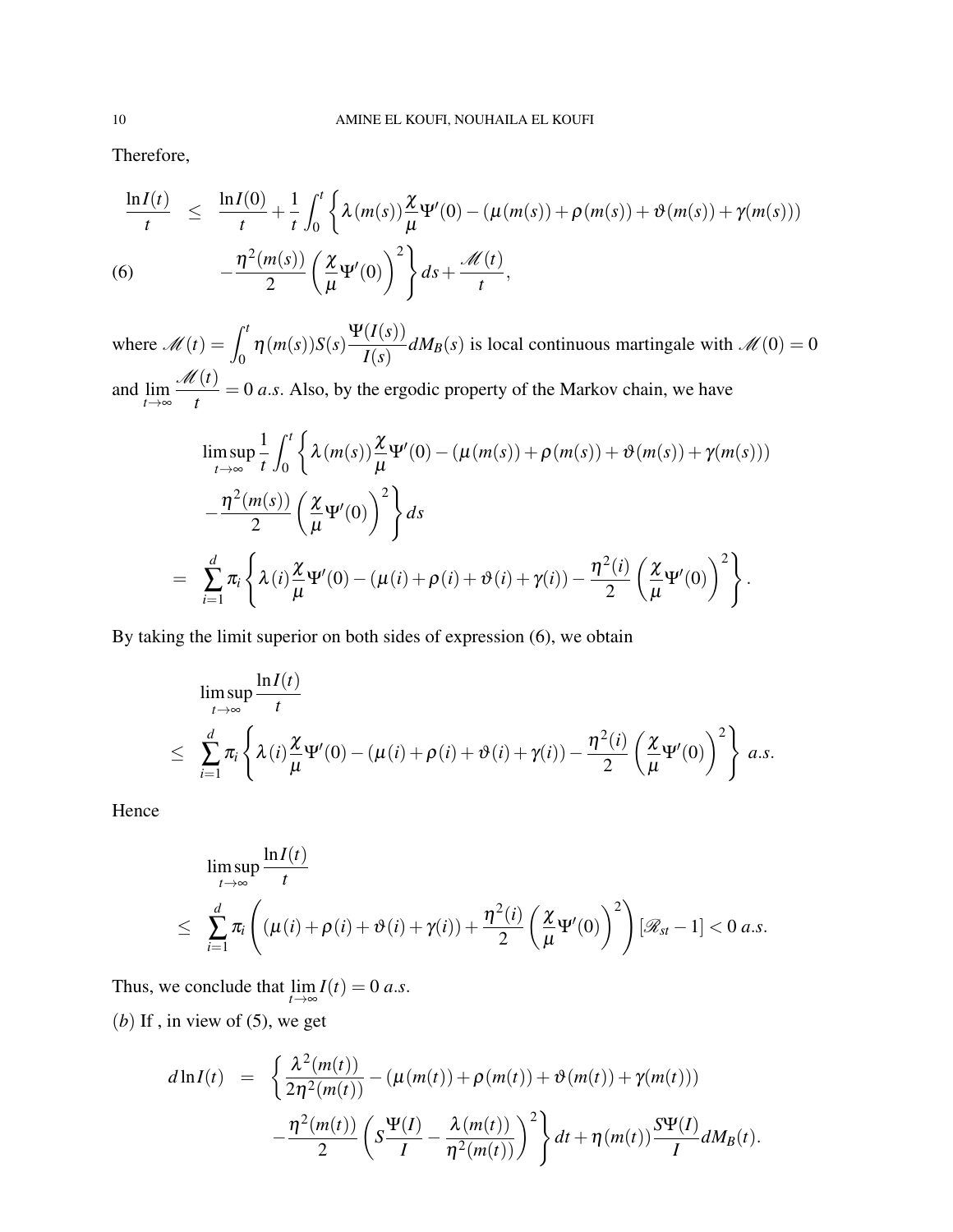Therefore,

$$
\begin{aligned}
\frac{\ln I(t)}{t} \quad \leq \quad & \frac{\ln I(0)}{t} + \frac{1}{t}\int_0^t \left\{ \lambda(m(s))\frac{\chi}{\mu}\Psi'(0) - (\mu(m(s)) + \rho(m(s)) + \vartheta(m(s)) + \gamma(m(s))) \right. \\
& \left. - \frac{\eta^2(m(s))}{2}\left(\frac{\chi}{\mu}\Psi'(0)\right)^2 \right\} ds + \frac{\mathscr{M}(t)}{t}, \qquad (6)
\end{aligned}
$$

where $\mathscr{M}(t) = \int_0^t \eta(m(s))S(s)\frac{\Psi(I(s))}{I(s)}dM_B(s)$ is local continuous martingale with $\mathscr{M}(0) = 0$ and $\lim_{t\to\infty} \frac{\mathscr{M}(t)}{t} = 0$ *a.s.* Also, by the ergodic property of the Markov chain, we have

$$
\begin{aligned}
& \limsup_{t\to\infty} \frac{1}{t}\int_0^t \left\{ \lambda(m(s))\frac{\chi}{\mu}\Psi'(0) - (\mu(m(s)) + \rho(m(s)) + \vartheta(m(s)) + \gamma(m(s))) \right. \\
& \left. - \frac{\eta^2(m(s))}{2}\left(\frac{\chi}{\mu}\Psi'(0)\right)^2 \right\} ds \\
= \quad & \sum_{i=1}^d \pi_i \left\{ \lambda(i)\frac{\chi}{\mu}\Psi'(0) - (\mu(i) + \rho(i) + \vartheta(i) + \gamma(i)) - \frac{\eta^2(i)}{2}\left(\frac{\chi}{\mu}\Psi'(0)\right)^2 \right\}.
\end{aligned}
$$

By taking the limit superior on both sides of expression (6), we obtain

$$
\begin{aligned}
& \limsup_{t\to\infty} \frac{\ln I(t)}{t} \\
\leq \quad & \sum_{i=1}^d \pi_i \left\{ \lambda(i)\frac{\chi}{\mu}\Psi'(0) - (\mu(i) + \rho(i) + \vartheta(i) + \gamma(i)) - \frac{\eta^2(i)}{2}\left(\frac{\chi}{\mu}\Psi'(0)\right)^2 \right\} \ a.s.
\end{aligned}
$$

Hence

$$
\begin{aligned}
& \limsup_{t\to\infty} \frac{\ln I(t)}{t} \\
\leq \quad & \sum_{i=1}^d \pi_i \left( (\mu(i) + \rho(i) + \vartheta(i) + \gamma(i)) + \frac{\eta^2(i)}{2}\left(\frac{\chi}{\mu}\Psi'(0)\right)^2 \right) [\mathscr{R}_{st} - 1] < 0 \ a.s.
\end{aligned}
$$

Thus, we conclude that $\lim_{t\to\infty} I(t) = 0$ *a.s.*

$(b)$ If , in view of (5), we get

$$
\begin{aligned}
d\ln I(t) \quad = \quad & \left\{ \frac{\lambda^2(m(t))}{2\eta^2(m(t))} - (\mu(m(t)) + \rho(m(t)) + \vartheta(m(t)) + \gamma(m(t))) \right. \\
& \left. - \frac{\eta^2(m(t))}{2}\left(S\frac{\Psi(I)}{I} - \frac{\lambda(m(t))}{\eta^2(m(t))}\right)^2 \right\} dt + \eta(m(t))\frac{S\Psi(I)}{I}dM_B(t).
\end{aligned}
$$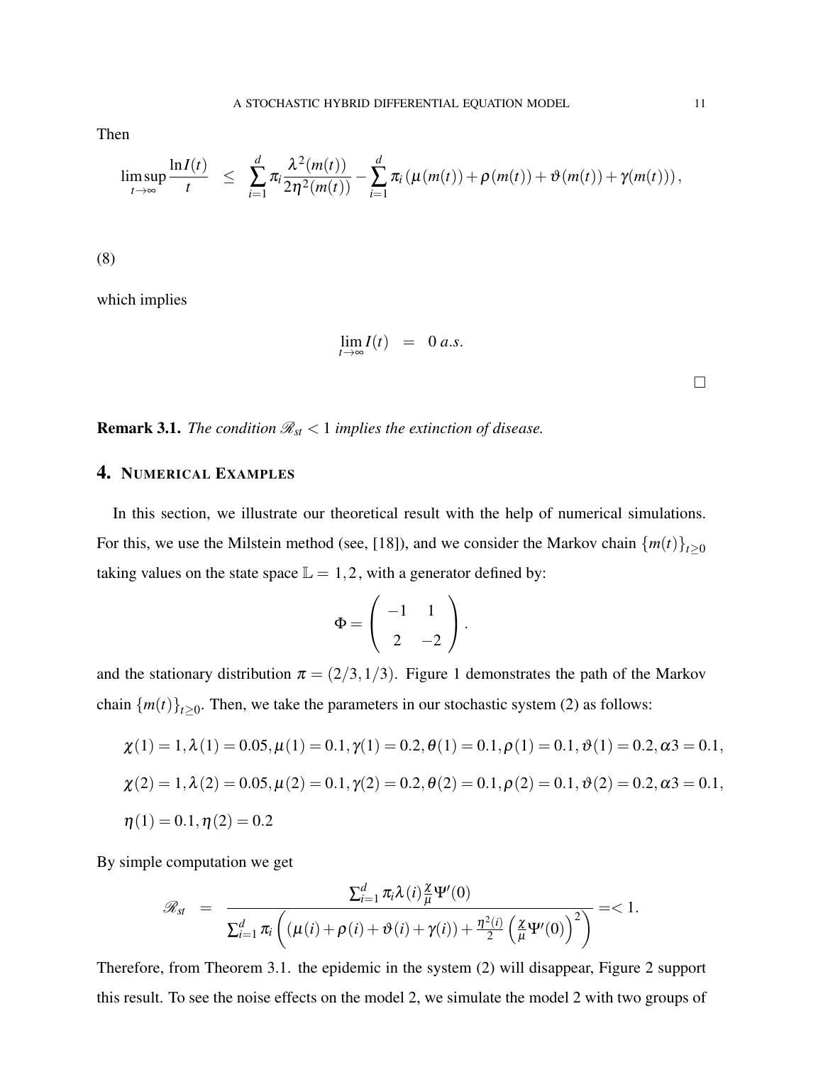Then

$$\limsup_{t\to\infty} \frac{\ln I(t)}{t} \quad \leq \quad \sum_{i=1}^{d} \pi_i \frac{\lambda^2(m(t))}{2\eta^2(m(t))} - \sum_{i=1}^{d} \pi_i \left(\mu(m(t)) + \rho(m(t)) + \vartheta(m(t)) + \gamma(m(t))\right),$$

(8)

which implies

$$\lim_{t\to\infty} I(t) \quad = \quad 0 \; a.s.$$

□

**Remark 3.1.** *The condition $\mathscr{R}_{st} < 1$ implies the extinction of disease.*

## 4. Numerical Examples

In this section, we illustrate our theoretical result with the help of numerical simulations. For this, we use the Milstein method (see, [18]), and we consider the Markov chain $\{m(t)\}_{t\geq 0}$ taking values on the state space $\mathbb{L} = 1,2$, with a generator defined by:

$$\Phi = \begin{pmatrix} -1 & 1 \\ 2 & -2 \end{pmatrix}.$$

and the stationary distribution $\pi = (2/3, 1/3)$. Figure 1 demonstrates the path of the Markov chain $\{m(t)\}_{t\geq 0}$. Then, we take the parameters in our stochastic system (2) as follows:

$\chi(1) = 1, \lambda(1) = 0.05, \mu(1) = 0.1, \gamma(1) = 0.2, \theta(1) = 0.1, \rho(1) = 0.1, \vartheta(1) = 0.2, \alpha 3 = 0.1,$

$\chi(2) = 1, \lambda(2) = 0.05, \mu(2) = 0.1, \gamma(2) = 0.2, \theta(2) = 0.1, \rho(2) = 0.1, \vartheta(2) = 0.2, \alpha 3 = 0.1,$

$\eta(1) = 0.1, \eta(2) = 0.2$

By simple computation we get

$$\mathscr{R}_{st} \quad = \quad \frac{\sum_{i=1}^{d} \pi_i \lambda(i) \frac{\chi}{\mu} \Psi'(0)}{\sum_{i=1}^{d} \pi_i \left( (\mu(i) + \rho(i) + \vartheta(i) + \gamma(i)) + \frac{\eta^2(i)}{2} \left( \frac{\chi}{\mu} \Psi'(0) \right)^2 \right)} = < 1.$$

Therefore, from Theorem 3.1. the epidemic in the system (2) will disappear, Figure 2 support this result. To see the noise effects on the model 2, we simulate the model 2 with two groups of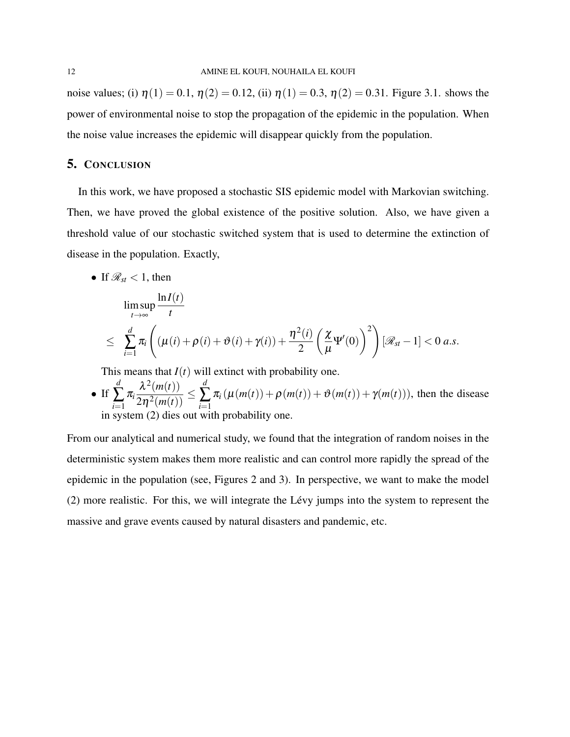noise values; (i) $\eta(1) = 0.1$, $\eta(2) = 0.12$, (ii) $\eta(1) = 0.3$, $\eta(2) = 0.31$. Figure 3.1. shows the power of environmental noise to stop the propagation of the epidemic in the population. When the noise value increases the epidemic will disappear quickly from the population.

## 5. Conclusion

In this work, we have proposed a stochastic SIS epidemic model with Markovian switching. Then, we have proved the global existence of the positive solution. Also, we have given a threshold value of our stochastic switched system that is used to determine the extinction of disease in the population. Exactly,

- If $\mathscr{R}_{st} < 1$, then

$$
\begin{aligned}
&\limsup_{t\to\infty} \frac{\ln I(t)}{t} \\
\leq \; & \sum_{i=1}^{d} \pi_i \left( (\mu(i) + \rho(i) + \vartheta(i) + \gamma(i)) + \frac{\eta^2(i)}{2} \left( \frac{\chi}{\mu} \Psi'(0) \right)^2 \right) [\mathscr{R}_{st} - 1] < 0 \; a.s.
\end{aligned}
$$

  This means that $I(t)$ will extinct with probability one.
- If $\displaystyle\sum_{i=1}^{d} \pi_i \frac{\lambda^2(m(t))}{2\eta^2(m(t))} \leq \sum_{i=1}^{d} \pi_i \left(\mu(m(t)) + \rho(m(t)) + \vartheta(m(t)) + \gamma(m(t))\right)$, then the disease in system (2) dies out with probability one.

From our analytical and numerical study, we found that the integration of random noises in the deterministic system makes them more realistic and can control more rapidly the spread of the epidemic in the population (see, Figures 2 and 3). In perspective, we want to make the model (2) more realistic. For this, we will integrate the Lévy jumps into the system to represent the massive and grave events caused by natural disasters and pandemic, etc.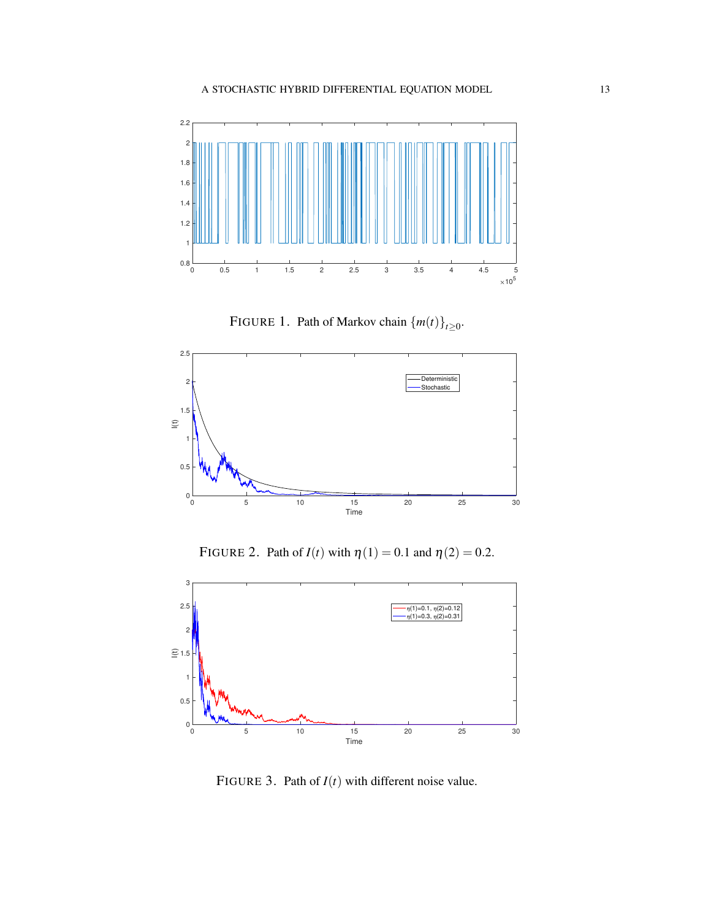FIGURE 1. Path of Markov chain $\{m(t)\}_{t\geq 0}$.

FIGURE 2. Path of $I(t)$ with $\eta(1) = 0.1$ and $\eta(2) = 0.2$.

FIGURE 3. Path of $I(t)$ with different noise value.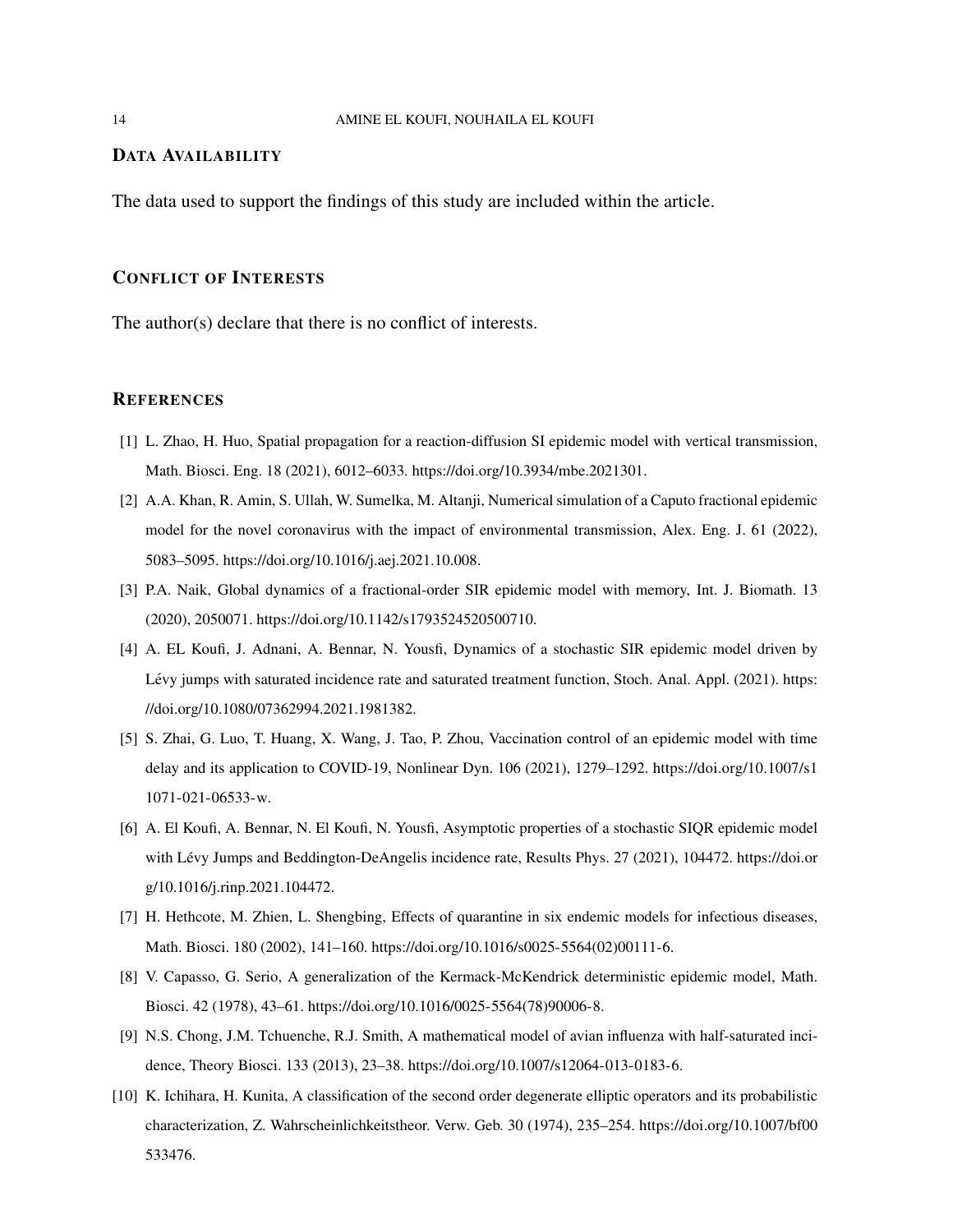## Data Availability

The data used to support the findings of this study are included within the article.

## Conflict of Interests

The author(s) declare that there is no conflict of interests.

## References

[1] L. Zhao, H. Huo, Spatial propagation for a reaction-diffusion SI epidemic model with vertical transmission, Math. Biosci. Eng. 18 (2021), 6012–6033. https://doi.org/10.3934/mbe.2021301.

[2] A.A. Khan, R. Amin, S. Ullah, W. Sumelka, M. Altanji, Numerical simulation of a Caputo fractional epidemic model for the novel coronavirus with the impact of environmental transmission, Alex. Eng. J. 61 (2022), 5083–5095. https://doi.org/10.1016/j.aej.2021.10.008.

[3] P.A. Naik, Global dynamics of a fractional-order SIR epidemic model with memory, Int. J. Biomath. 13 (2020), 2050071. https://doi.org/10.1142/s1793524520500710.

[4] A. EL Koufi, J. Adnani, A. Bennar, N. Yousfi, Dynamics of a stochastic SIR epidemic model driven by Lévy jumps with saturated incidence rate and saturated treatment function, Stoch. Anal. Appl. (2021). https://doi.org/10.1080/07362994.2021.1981382.

[5] S. Zhai, G. Luo, T. Huang, X. Wang, J. Tao, P. Zhou, Vaccination control of an epidemic model with time delay and its application to COVID-19, Nonlinear Dyn. 106 (2021), 1279–1292. https://doi.org/10.1007/s11071-021-06533-w.

[6] A. El Koufi, A. Bennar, N. El Koufi, N. Yousfi, Asymptotic properties of a stochastic SIQR epidemic model with Lévy Jumps and Beddington-DeAngelis incidence rate, Results Phys. 27 (2021), 104472. https://doi.org/10.1016/j.rinp.2021.104472.

[7] H. Hethcote, M. Zhien, L. Shengbing, Effects of quarantine in six endemic models for infectious diseases, Math. Biosci. 180 (2002), 141–160. https://doi.org/10.1016/s0025-5564(02)00111-6.

[8] V. Capasso, G. Serio, A generalization of the Kermack-McKendrick deterministic epidemic model, Math. Biosci. 42 (1978), 43–61. https://doi.org/10.1016/0025-5564(78)90006-8.

[9] N.S. Chong, J.M. Tchuenche, R.J. Smith, A mathematical model of avian influenza with half-saturated incidence, Theory Biosci. 133 (2013), 23–38. https://doi.org/10.1007/s12064-013-0183-6.

[10] K. Ichihara, H. Kunita, A classification of the second order degenerate elliptic operators and its probabilistic characterization, Z. Wahrscheinlichkeitstheor. Verw. Geb. 30 (1974), 235–254. https://doi.org/10.1007/bf00533476.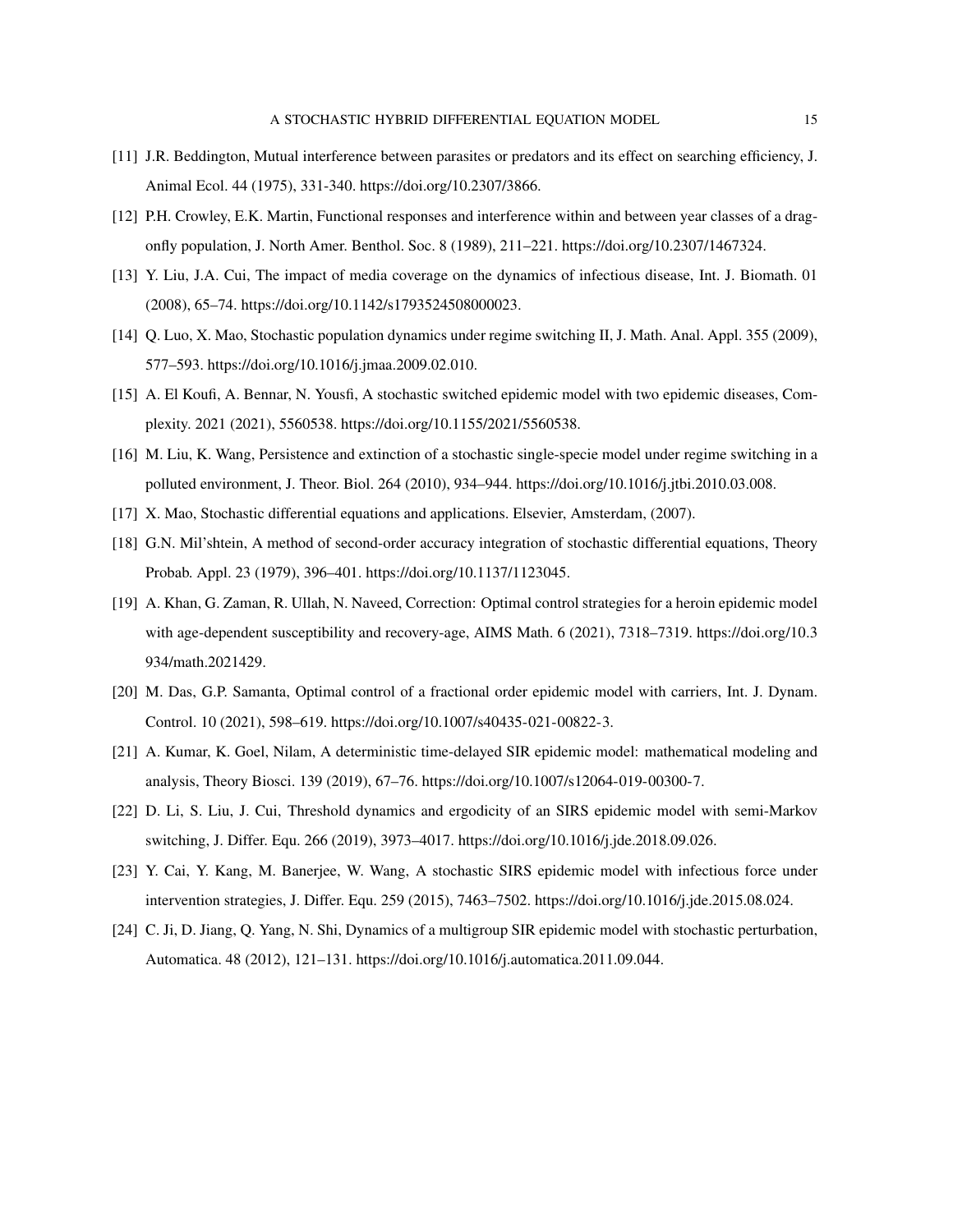[11] J.R. Beddington, Mutual interference between parasites or predators and its effect on searching efficiency, J. Animal Ecol. 44 (1975), 331-340. https://doi.org/10.2307/3866.

[12] P.H. Crowley, E.K. Martin, Functional responses and interference within and between year classes of a dragonfly population, J. North Amer. Benthol. Soc. 8 (1989), 211–221. https://doi.org/10.2307/1467324.

[13] Y. Liu, J.A. Cui, The impact of media coverage on the dynamics of infectious disease, Int. J. Biomath. 01 (2008), 65–74. https://doi.org/10.1142/s1793524508000023.

[14] Q. Luo, X. Mao, Stochastic population dynamics under regime switching II, J. Math. Anal. Appl. 355 (2009), 577–593. https://doi.org/10.1016/j.jmaa.2009.02.010.

[15] A. El Koufi, A. Bennar, N. Yousfi, A stochastic switched epidemic model with two epidemic diseases, Complexity. 2021 (2021), 5560538. https://doi.org/10.1155/2021/5560538.

[16] M. Liu, K. Wang, Persistence and extinction of a stochastic single-specie model under regime switching in a polluted environment, J. Theor. Biol. 264 (2010), 934–944. https://doi.org/10.1016/j.jtbi.2010.03.008.

[17] X. Mao, Stochastic differential equations and applications. Elsevier, Amsterdam, (2007).

[18] G.N. Mil'shtein, A method of second-order accuracy integration of stochastic differential equations, Theory Probab. Appl. 23 (1979), 396–401. https://doi.org/10.1137/1123045.

[19] A. Khan, G. Zaman, R. Ullah, N. Naveed, Correction: Optimal control strategies for a heroin epidemic model with age-dependent susceptibility and recovery-age, AIMS Math. 6 (2021), 7318–7319. https://doi.org/10.3934/math.2021429.

[20] M. Das, G.P. Samanta, Optimal control of a fractional order epidemic model with carriers, Int. J. Dynam. Control. 10 (2021), 598–619. https://doi.org/10.1007/s40435-021-00822-3.

[21] A. Kumar, K. Goel, Nilam, A deterministic time-delayed SIR epidemic model: mathematical modeling and analysis, Theory Biosci. 139 (2019), 67–76. https://doi.org/10.1007/s12064-019-00300-7.

[22] D. Li, S. Liu, J. Cui, Threshold dynamics and ergodicity of an SIRS epidemic model with semi-Markov switching, J. Differ. Equ. 266 (2019), 3973–4017. https://doi.org/10.1016/j.jde.2018.09.026.

[23] Y. Cai, Y. Kang, M. Banerjee, W. Wang, A stochastic SIRS epidemic model with infectious force under intervention strategies, J. Differ. Equ. 259 (2015), 7463–7502. https://doi.org/10.1016/j.jde.2015.08.024.

[24] C. Ji, D. Jiang, Q. Yang, N. Shi, Dynamics of a multigroup SIR epidemic model with stochastic perturbation, Automatica. 48 (2012), 121–131. https://doi.org/10.1016/j.automatica.2011.09.044.